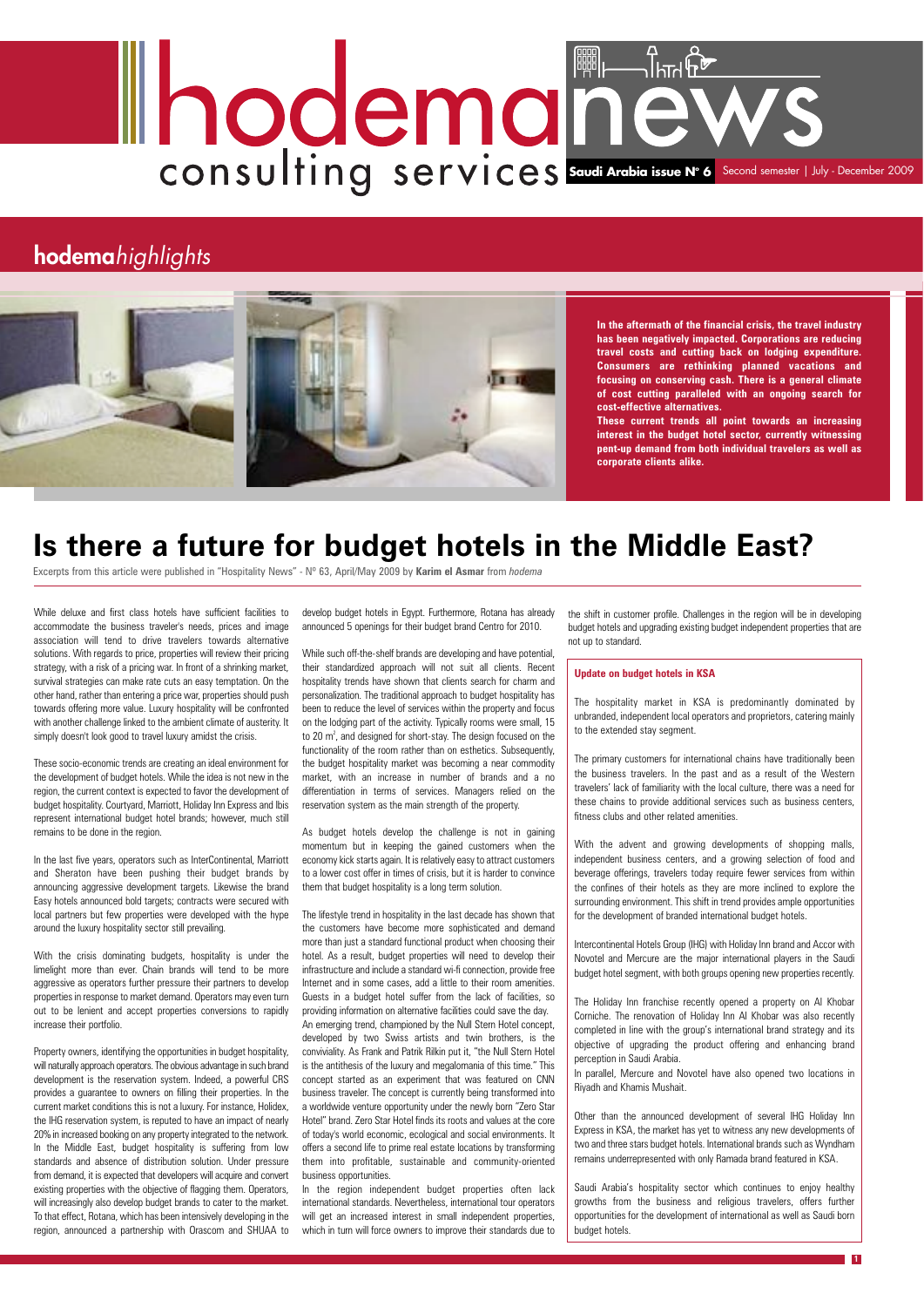# hodema news

consulting services

**Saudi Arabia issue N° 6** Second semester | July - December 2009

## **hodema***highlights*

**In the aftermath of the financial crisis, the travel industry has been negatively impacted. Corporations are reducing travel costs and cutting back on lodging expenditure. Consumers are rethinking planned vacations and focusing on conserving cash. There is a general climate of cost cutting paralleled with an ongoing search for cost-effective alternatives.**

**These current trends all point towards an increasing interest in the budget hotel sector, currently witnessing pent-up demand from both individual travelers as well as corporate clients alike.**

# Is there a future for budget hotels in the Middle East?

Excerpts from this article were published in "Hospitality News" - N° 63, April/May 2009 by **Karim el Asmar** from *hodema*

While deluxe and first class hotels have sufficient facilities to accommodate the business traveler's needs, prices and image association will tend to drive travelers towards alternative solutions. With regards to price, properties will review their pricing strategy, with a risk of a pricing war. In front of a shrinking market, survival strategies can make rate cuts an easy temptation. On the other hand, rather than entering a price war, properties should push towards offering more value. Luxury hospitality will be confronted with another challenge linked to the ambient climate of austerity. It simply doesn't look good to travel luxury amidst the crisis.

These socio-economic trends are creating an ideal environment for the development of budget hotels. While the idea is not new in the region, the current context is expected to favor the development of budget hospitality. Courtyard, Marriott, Holiday Inn Express and Ibis represent international budget hotel brands; however, much still remains to be done in the region.

In the last five years, operators such as InterContinental, Marriott and Sheraton have been pushing their budget brands by announcing aggressive development targets. Likewise the brand Easy hotels announced bold targets; contracts were secured with local partners but few properties were developed with the hype around the luxury hospitality sector still prevailing.

With the crisis dominating budgets, hospitality is under the limelight more than ever. Chain brands will tend to be more aggressive as operators further pressure their partners to develop properties in response to market demand. Operators may even turn out to be lenient and accept properties conversions to rapidly increase their portfolio.

Property owners, identifying the opportunities in budget hospitality, will naturally approach operators. The obvious advantage in such brand development is the reservation system. Indeed, a powerful CRS provides a guarantee to owners on filling their properties. In the current market conditions this is not a luxury. For instance, Holidex, the IHG reservation system, is reputed to have an impact of nearly 20% in increased booking on any property integrated to the network. In the Middle East, budget hospitality is suffering from low standards and absence of distribution solution. Under pressure from demand, it is expected that developers will acquire and convert existing properties with the objective of flagging them. Operators, will increasingly also develop budget brands to cater to the market. To that effect, Rotana, which has been intensively developing in the region, announced a partnership with Orascom and SHUAA to develop budget hotels in Egypt. Furthermore, Rotana has already announced 5 openings for their budget brand Centro for 2010.

While such off-the-shelf brands are developing and have potential, their standardized approach will not suit all clients. Recent hospitality trends have shown that clients search for charm and personalization. The traditional approach to budget hospitality has been to reduce the level of services within the property and focus on the lodging part of the activity. Typically rooms were small, 15 to 20 $m^2$, and designed for short-stay. The design focused on the functionality of the room rather than on esthetics. Subsequently, the budget hospitality market was becoming a near commodity market, with an increase in number of brands and a no differentiation in terms of services. Managers relied on the reservation system as the main strength of the property.

As budget hotels develop the challenge is not in gaining momentum but in keeping the gained customers when the economy kick starts again. It is relatively easy to attract customers to a lower cost offer in times of crisis, but it is harder to convince them that budget hospitality is a long term solution.

The lifestyle trend in hospitality in the last decade has shown that the customers have become more sophisticated and demand more than just a standard functional product when choosing their hotel. As a result, budget properties will need to develop their infrastructure and include a standard wi-fi connection, provide free Internet and in some cases, add a little to their room amenities. Guests in a budget hotel suffer from the lack of facilities, so providing information on alternative facilities could save the day.

An emerging trend, championed by the Null Stern Hotel concept, developed by two Swiss artists and twin brothers, is the conviviality. As Frank and Patrik Rilkin put it, "the Null Stern Hotel is the antithesis of the luxury and megalomania of this time." This concept started as an experiment that was featured on CNN business traveler. The concept is currently being transformed into a worldwide venture opportunity under the newly born "Zero Star Hotel" brand. Zero Star Hotel finds its roots and values at the core of today's world economic, ecological and social environments. It offers a second life to prime real estate locations by transforming them into profitable, sustainable and community-oriented business opportunities.

In the region independent budget properties often lack international standards. Nevertheless, international tour operators will get an increased interest in small independent properties, which in turn will force owners to improve their standards due to the shift in customer profile. Challenges in the region will be in developing budget hotels and upgrading existing budget independent properties that are not up to standard.

### Update on budget hotels in KSA

The hospitality market in KSA is predominantly dominated by unbranded, independent local operators and proprietors, catering mainly to the extended stay segment.

The primary customers for international chains have traditionally been the business travelers. In the past and as a result of the Western travelers' lack of familiarity with the local culture, there was a need for these chains to provide additional services such as business centers, fitness clubs and other related amenities.

With the advent and growing developments of shopping malls, independent business centers, and a growing selection of food and beverage offerings, travelers today require fewer services from within the confines of their hotels as they are more inclined to explore the surrounding environment. This shift in trend provides ample opportunities for the development of branded international budget hotels.

Intercontinental Hotels Group (IHG) with Holiday Inn brand and Accor with Novotel and Mercure are the major international players in the Saudi budget hotel segment, with both groups opening new properties recently.

The Holiday Inn franchise recently opened a property on Al Khobar Corniche. The renovation of Holiday Inn Al Khobar was also recently completed in line with the group's international brand strategy and its objective of upgrading the product offering and enhancing brand perception in Saudi Arabia.

In parallel, Mercure and Novotel have also opened two locations in Riyadh and Khamis Mushait.

Other than the announced development of several IHG Holiday Inn Express in KSA, the market has yet to witness any new developments of two and three stars budget hotels. International brands such as Wyndham remains underrepresented with only Ramada brand featured in KSA.

Saudi Arabia's hospitality sector which continues to enjoy healthy growths from the business and religious travelers, offers further opportunities for the development of international as well as Saudi born budget hotels.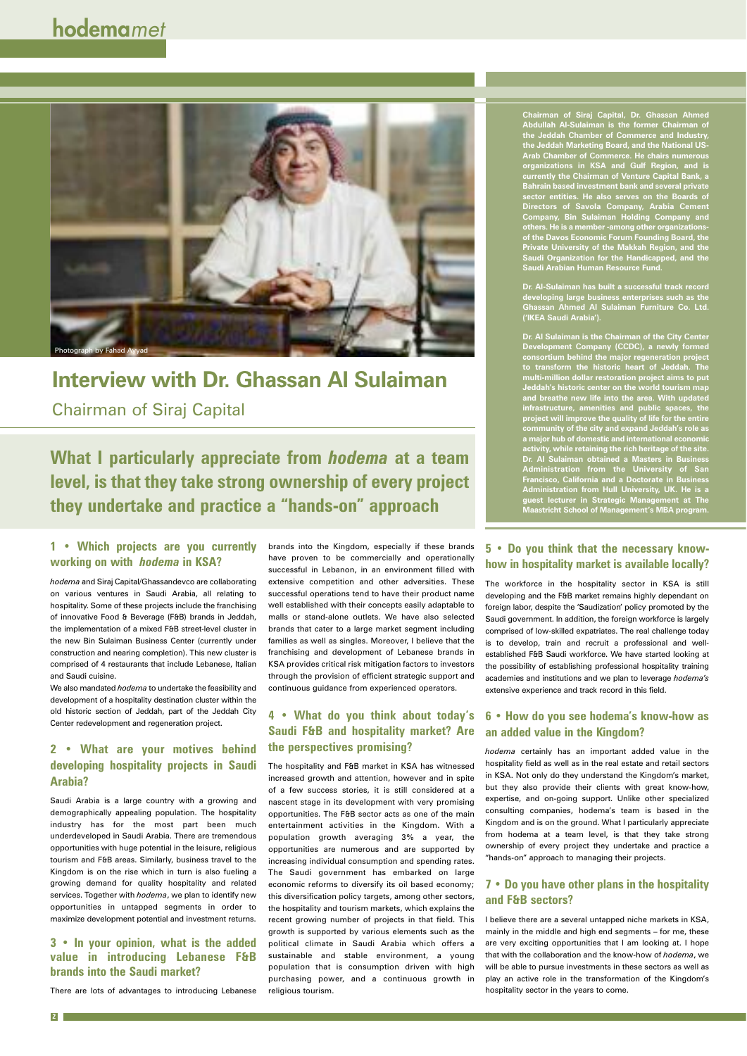Photograph by Fahad Ayyad

# Interview with Dr. Ghassan Al Sulaiman

Chairman of Siraj Capital

## What I particularly appreciate from *hodema* at a team level, is that they take strong ownership of every project they undertake and practice a "hands-on" approach

**Chairman of Siraj Capital, Dr. Ghassan Ahmed Abdullah Al-Sulaiman is the former Chairman of the Jeddah Chamber of Commerce and Industry, the Jeddah Marketing Board, and the National US-Arab Chamber of Commerce. He chairs numerous organizations in KSA and Gulf Region, and is currently the Chairman of Venture Capital Bank, a Bahrain based investment bank and several private sector entities. He also serves on the Boards of Directors of Savola Company, Arabia Cement Company, Bin Sulaiman Holding Company and others. He is a member -among other organizations- of the Davos Economic Forum Founding Board, the Private University of the Makkah Region, and the Saudi Organization for the Handicapped, and the Saudi Arabian Human Resource Fund.**

**Dr. Al-Sulaiman has built a successful track record developing large business enterprises such as the Ghassan Ahmed Al Sulaiman Furniture Co. Ltd. ('IKEA Saudi Arabia').**

**Dr. Al Sulaiman is the Chairman of the City Center Development Company (CCDC), a newly formed consortium behind the major regeneration project to transform the historic heart of Jeddah. The multi-million dollar restoration project aims to put Jeddah's historic center on the world tourism map and breathe new life into the area. With updated infrastructure, amenities and public spaces, the project will improve the quality of life for the entire community of the city and expand Jeddah's role as a major hub of domestic and international economic activity, while retaining the rich heritage of the site. Dr. Al Sulaiman obtained a Masters in Business Administration from the University of San Francisco, California and a Doctorate in Business Administration from Hull University, UK. He is a guest lecturer in Strategic Management at The Maastricht School of Management's MBA program.**

### 1 • Which projects are you currently working on with *hodema* in KSA?

*hodema* and Siraj Capital/Ghassandevco are collaborating on various ventures in Saudi Arabia, all relating to hospitality. Some of these projects include the franchising of innovative Food & Beverage (F&B) brands in Jeddah, the implementation of a mixed F&B street-level cluster in the new Bin Sulaiman Business Center (currently under construction and nearing completion). This new cluster is comprised of 4 restaurants that include Lebanese, Italian and Saudi cuisine.

We also mandated *hodema* to undertake the feasibility and development of a hospitality destination cluster within the old historic section of Jeddah, part of the Jeddah City Center redevelopment and regeneration project.

### 2 • What are your motives behind developing hospitality projects in Saudi Arabia?

Saudi Arabia is a large country with a growing and demographically appealing population. The hospitality industry has for the most part been much underdeveloped in Saudi Arabia. There are tremendous opportunities with huge potential in the leisure, religious tourism and F&B areas. Similarly, business travel to the Kingdom is on the rise which in turn is also fueling a growing demand for quality hospitality and related services. Together with *hodema*, we plan to identify new opportunities in untapped segments in order to maximize development potential and investment returns.

### 3 • In your opinion, what is the added value in introducing Lebanese F&B brands into the Saudi market?

There are lots of advantages to introducing Lebanese brands into the Kingdom, especially if these brands have proven to be commercially and operationally successful in Lebanon, in an environment filled with extensive competition and other adversities. These successful operations tend to have their product name well established with their concepts easily adaptable to malls or stand-alone outlets. We have also selected brands that cater to a large market segment including families as well as singles. Moreover, I believe that the franchising and development of Lebanese brands in KSA provides critical risk mitigation factors to investors through the provision of efficient strategic support and continuous guidance from experienced operators.

### 4 • What do you think about today's Saudi F&B and hospitality market? Are the perspectives promising?

The hospitality and F&B market in KSA has witnessed increased growth and attention, however and in spite of a few success stories, it is still considered at a nascent stage in its development with very promising opportunities. The F&B sector acts as one of the main entertainment activities in the Kingdom. With a population growth averaging 3% a year, the opportunities are numerous and are supported by increasing individual consumption and spending rates. The Saudi government has embarked on large economic reforms to diversify its oil based economy; this diversification policy targets, among other sectors, the hospitality and tourism markets, which explains the recent growing number of projects in that field. This growth is supported by various elements such as the political climate in Saudi Arabia which offers a sustainable and stable environment, a young population that is consumption driven with high purchasing power, and a continuous growth in religious tourism.

### 5 • Do you think that the necessary know-how in hospitality market is available locally?

The workforce in the hospitality sector in KSA is still developing and the F&B market remains highly dependant on foreign labor, despite the 'Saudization' policy promoted by the Saudi government. In addition, the foreign workforce is largely comprised of low-skilled expatriates. The real challenge today is to develop, train and recruit a professional and well-established F&B Saudi workforce. We have started looking at the possibility of establishing professional hospitality training academies and institutions and we plan to leverage *hodema's* extensive experience and track record in this field.

### 6 • How do you see hodema's know-how as an added value in the Kingdom?

*hodema* certainly has an important added value in the hospitality field as well as in the real estate and retail sectors in KSA. Not only do they understand the Kingdom's market, but they also provide their clients with great know-how, expertise, and on-going support. Unlike other specialized consulting companies, hodema's team is based in the Kingdom and is on the ground. What I particularly appreciate from hodema at a team level, is that they take strong ownership of every project they undertake and practice a "hands-on" approach to managing their projects.

### 7 • Do you have other plans in the hospitality and F&B sectors?

I believe there are a several untapped niche markets in KSA, mainly in the middle and high end segments – for me, these are very exciting opportunities that I am looking at. I hope that with the collaboration and the know-how of *hodema*, we will be able to pursue investments in these sectors as well as play an active role in the transformation of the Kingdom's hospitality sector in the years to come.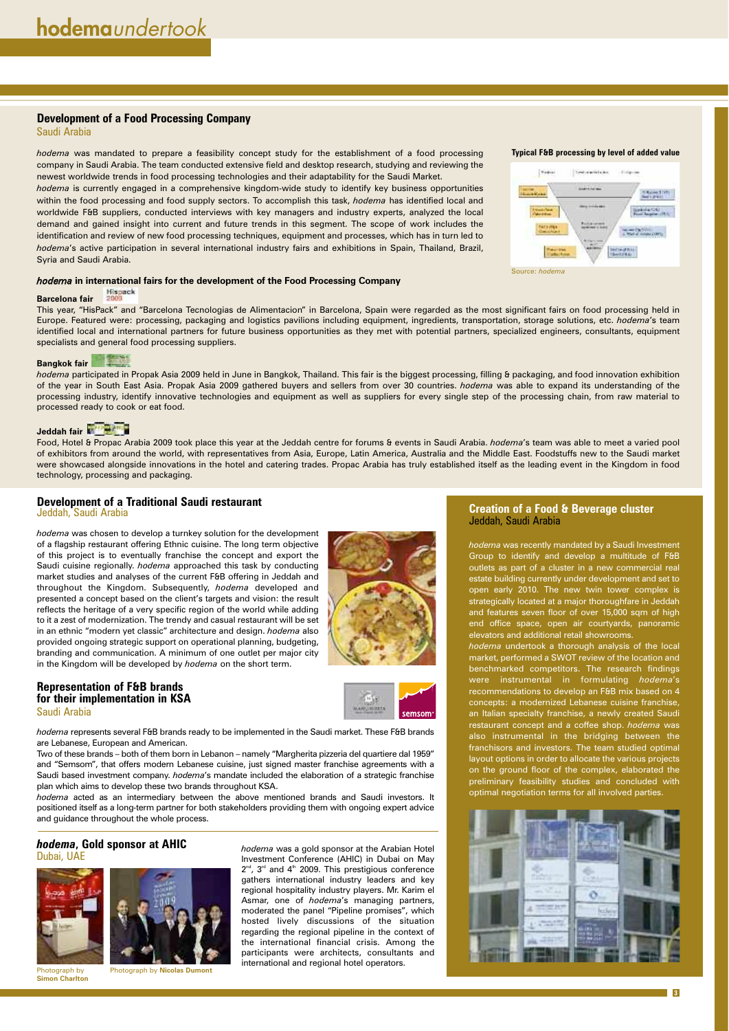## Development of a Food Processing Company

Saudi Arabia

*hodema* was mandated to prepare a feasibility concept study for the establishment of a food processing company in Saudi Arabia. The team conducted extensive field and desktop research, studying and reviewing the newest worldwide trends in food processing technologies and their adaptability for the Saudi Market.

*hodema* is currently engaged in a comprehensive kingdom-wide study to identify key business opportunities within the food processing and food supply sectors. To accomplish this task, *hodema* has identified local and worldwide F&B suppliers, conducted interviews with key managers and industry experts, analyzed the local demand and gained insight into current and future trends in this segment. The scope of work includes the identification and review of new food processing techniques, equipment and processes, which has in turn led to *hodema*'s active participation in several international industry fairs and exhibitions in Spain, Thailand, Brazil, Syria and Saudi Arabia.

**Typical F&B processing by level of added value**

Source: *hodema*

### *hodema* in international fairs for the development of the Food Processing Company

**Barcelona fair**

This year, "HisPack" and "Barcelona Tecnologias de Alimentacion" in Barcelona, Spain were regarded as the most significant fairs on food processing held in Europe. Featured were: processing, packaging and logistics pavilions including equipment, ingredients, transportation, storage solutions, etc. *hodema*'s team identified local and international partners for future business opportunities as they met with potential partners, specialized engineers, consultants, equipment specialists and general food processing suppliers.

**Bangkok fair**

*hodema* participated in Propak Asia 2009 held in June in Bangkok, Thailand. This fair is the biggest processing, filling & packaging, and food innovation exhibition of the year in South East Asia. Propak Asia 2009 gathered buyers and sellers from over 30 countries. *hodema* was able to expand its understanding of the processing industry, identify innovative technologies and equipment as well as suppliers for every single step of the processing chain, from raw material to processed ready to cook or eat food.

**Jeddah fair**

Food, Hotel & Propac Arabia 2009 took place this year at the Jeddah centre for forums & events in Saudi Arabia. *hodema*'s team was able to meet a varied pool of exhibitors from around the world, with representatives from Asia, Europe, Latin America, Australia and the Middle East. Foodstuffs new to the Saudi market were showcased alongside innovations in the hotel and catering trades. Propac Arabia has truly established itself as the leading event in the Kingdom in food technology, processing and packaging.

## Development of a Traditional Saudi restaurant

Jeddah, Saudi Arabia

*hodema* was chosen to develop a turnkey solution for the development of a flagship restaurant offering Ethnic cuisine. The long term objective of this project is to eventually franchise the concept and export the Saudi cuisine regionally. *hodema* approached this task by conducting market studies and analyses of the current F&B offering in Jeddah and throughout the Kingdom. Subsequently, *hodema* developed and presented a concept based on the client's targets and vision: the result reflects the heritage of a very specific region of the world while adding to it a zest of modernization. The trendy and casual restaurant will be set in an ethnic "modern yet classic" architecture and design. *hodema* also provided ongoing strategic support on operational planning, budgeting, branding and communication. A minimum of one outlet per major city in the Kingdom will be developed by *hodema* on the short term.

## Representation of F&B brands for their implementation in KSA

Saudi Arabia

*hodema* represents several F&B brands ready to be implemented in the Saudi market. These F&B brands are Lebanese, European and American.

Two of these brands – both of them born in Lebanon – namely "Margherita pizzeria del quartiere dal 1959" and "Semsom", that offers modern Lebanese cuisine, just signed master franchise agreements with a Saudi based investment company. *hodema*'s mandate included the elaboration of a strategic franchise plan which aims to develop these two brands throughout KSA.

*hodema* acted as an intermediary between the above mentioned brands and Saudi investors. It positioned itself as a long-term partner for both stakeholders providing them with ongoing expert advice and guidance throughout the whole process.

## *hodema*, Gold sponsor at AHIC

Dubai, UAE

Photograph by **Simon Charlton**

Photograph by **Nicolas Dumont**

*hodema* was a gold sponsor at the Arabian Hotel Investment Conference (AHIC) in Dubai on May 2nd, 3rd and 4th 2009. This prestigious conference gathers international industry leaders and key regional hospitality industry players. Mr. Karim el Asmar, one of *hodema*'s managing partners, moderated the panel "Pipeline promises", which hosted lively discussions of the situation regarding the regional pipeline in the context of the international financial crisis. Among the participants were architects, consultants and international and regional hotel operators.

## Creation of a Food & Beverage cluster

Jeddah, Saudi Arabia

*hodema* was recently mandated by a Saudi Investment Group to identify and develop a multitude of F&B outlets as part of a cluster in a new commercial real estate building currently under development and set to open early 2010. The new twin tower complex is strategically located at a major thoroughfare in Jeddah and features seven floor of over 15,000 sqm of high end office space, open air courtyards, panoramic elevators and additional retail showrooms.

*hodema* undertook a thorough analysis of the local market, performed a SWOT review of the location and benchmarked competitors. The research findings were instrumental in formulating *hodema*'s recommendations to develop an F&B mix based on 4 concepts: a modernized Lebanese cuisine franchise, an Italian specialty franchise, a newly created Saudi restaurant concept and a coffee shop. *hodema* was also instrumental in the bridging between the franchisors and investors. The team studied optimal layout options in order to allocate the various projects on the ground floor of the complex, elaborated the preliminary feasibility studies and concluded with optimal negotiation terms for all involved parties.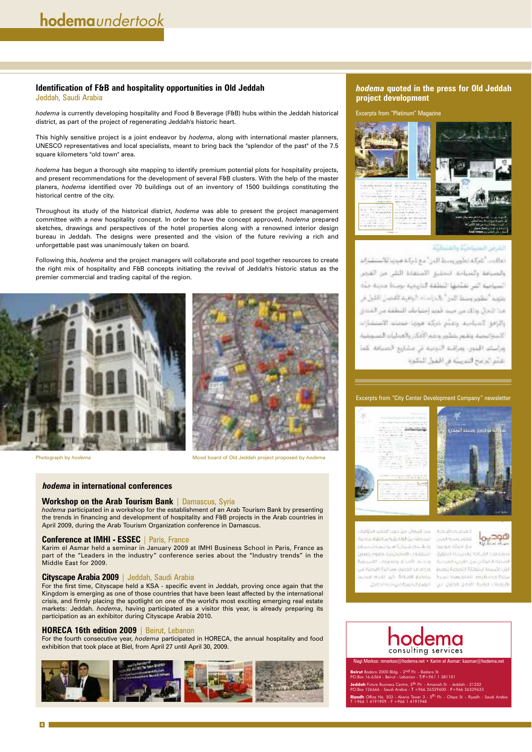# *hodema* undertook

## Identification of F&B and hospitality opportunities in Old Jeddah

Jeddah, Saudi Arabia

*hodema* is currently developing hospitality and Food & Beverage (F&B) hubs within the Jeddah historical district, as part of the project of regenerating Jeddah's historic heart.

This highly sensitive project is a joint endeavor by *hodema*, along with international master planners, UNESCO representatives and local specialists, meant to bring back the "splendor of the past" of the 7.5 square kilometers "old town" area.

*hodema* has begun a thorough site mapping to identify premium potential plots for hospitality projects, and present recommendations for the development of several F&B clusters. With the help of the master planers, *hodema* identified over 70 buildings out of an inventory of 1500 buildings constituting the historical centre of the city.

Throughout its study of the historical district, *hodema* was able to present the project management committee with a new hospitality concept. In order to have the concept approved, *hodema* prepared sketches, drawings and perspectives of the hotel properties along with a renowned interior design bureau in Jeddah. The designs were presented and the vision of the future reviving a rich and unforgettable past was unanimously taken on board.

Following this, *hodema* and the project managers will collaborate and pool together resources to create the right mix of hospitality and F&B concepts initiating the revival of Jeddah's historic status as the premier commercial and trading capital of the region.

Photograph by *hodema*

Mood board of Old Jeddah project proposed by *hodema*

## *hodema* in international conferences

### Workshop on the Arab Tourism Bank | Damascus, Syria

*hodema* participated in a workshop for the establishment of an Arab Tourism Bank by presenting the trends in financing and development of hospitality and F&B projects in the Arab countries in April 2009, during the Arab Tourism Organization conference in Damascus.

### Conference at IMHI - ESSEC | Paris, France

Karim el Asmar held a seminar in January 2009 at IMHI Business School in Paris, France as part of the "Leaders in the industry" conference series about the "Industry trends" in the Middle East for 2009.

### Cityscape Arabia 2009 | Jeddah, Saudi Arabia

For the first time, Cityscape held a KSA - specific event in Jeddah, proving once again that the Kingdom is emerging as one of those countries that have been least affected by the international crisis, and firmly placing the spotlight on one of the world's most exciting emerging real estate markets: Jeddah. *hodema*, having participated as a visitor this year, is already preparing its participation as an exhibitor during Cityscape Arabia 2010.

### HORECA 16th edition 2009 | Beirut, Lebanon

For the fourth consecutive year, *hodema* participated in HORECA, the annual hospitality and food exhibition that took place at Biel, from April 27 until April 30, 2009.

## *hodema* quoted in the press for Old Jeddah project development

Excerpts from "Platinum" Magazine

Excerpts from "City Center Development Company" newsletter

**hodema** consulting services

Nagi Morkos: nmorkos@hodema.net • Karim el Asmar: kasmar@hodema.net

**Beirut** Badaro 2000 Bldg. - 2nd Flr. - Badaro St.
P.O.Box 16-6364 - Beirut - Lebanon - T/F+961 1 381101

**Jeddah** Future Business Centre, 5th Flr. - Amanah St. - Jeddah - 21352
P.O.Box 126666 - Saudi Arabia - T +966 26529600 - F+966 26529633

**Riyadh** Office No. 503 - Akaria Tower 3 - 5th Flr. - Olaya St. - Riyadh - Saudi Arabia
T +966 1 4191909 - F +966 1 4191948